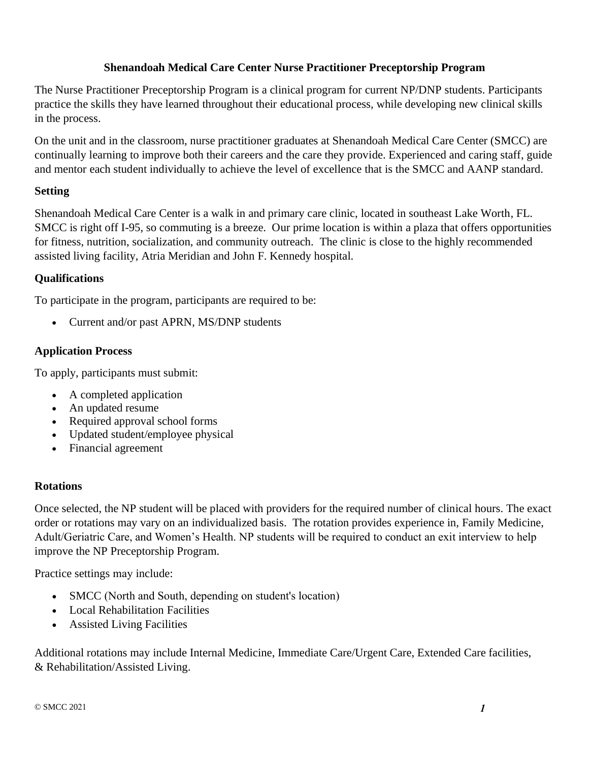# Shenandoah Medical Care Center Nurse Practitioner Preceptorship Program

The Nurse Practitioner Preceptorship Program is a clinical program for current NP/DNP students. Participants practice the skills they have learned throughout their educational process, while developing new clinical skills in the process.

On the unit and in the classroom, nurse practitioner graduates at Shenandoah Medical Care Center (SMCC) are continually learning to improve both their careers and the care they provide. Experienced and caring staff, guide and mentor each student individually to achieve the level of excellence that is the SMCC and AANP standard.

## Setting

Shenandoah Medical Care Center is a walk in and primary care clinic, located in southeast Lake Worth, FL. SMCC is right off I-95, so commuting is a breeze. Our prime location is within a plaza that offers opportunities for fitness, nutrition, socialization, and community outreach. The clinic is close to the highly recommended assisted living facility, Atria Meridian and John F. Kennedy hospital.

## Qualifications

To participate in the program, participants are required to be:

- Current and/or past APRN, MS/DNP students

## Application Process

To apply, participants must submit:

- A completed application
- An updated resume
- Required approval school forms
- Updated student/employee physical
- Financial agreement

## Rotations

Once selected, the NP student will be placed with providers for the required number of clinical hours. The exact order or rotations may vary on an individualized basis. The rotation provides experience in, Family Medicine, Adult/Geriatric Care, and Women's Health. NP students will be required to conduct an exit interview to help improve the NP Preceptorship Program.

Practice settings may include:

- SMCC (North and South, depending on student's location)
- Local Rehabilitation Facilities
- Assisted Living Facilities

Additional rotations may include Internal Medicine, Immediate Care/Urgent Care, Extended Care facilities, & Rehabilitation/Assisted Living.

© SMCC 2021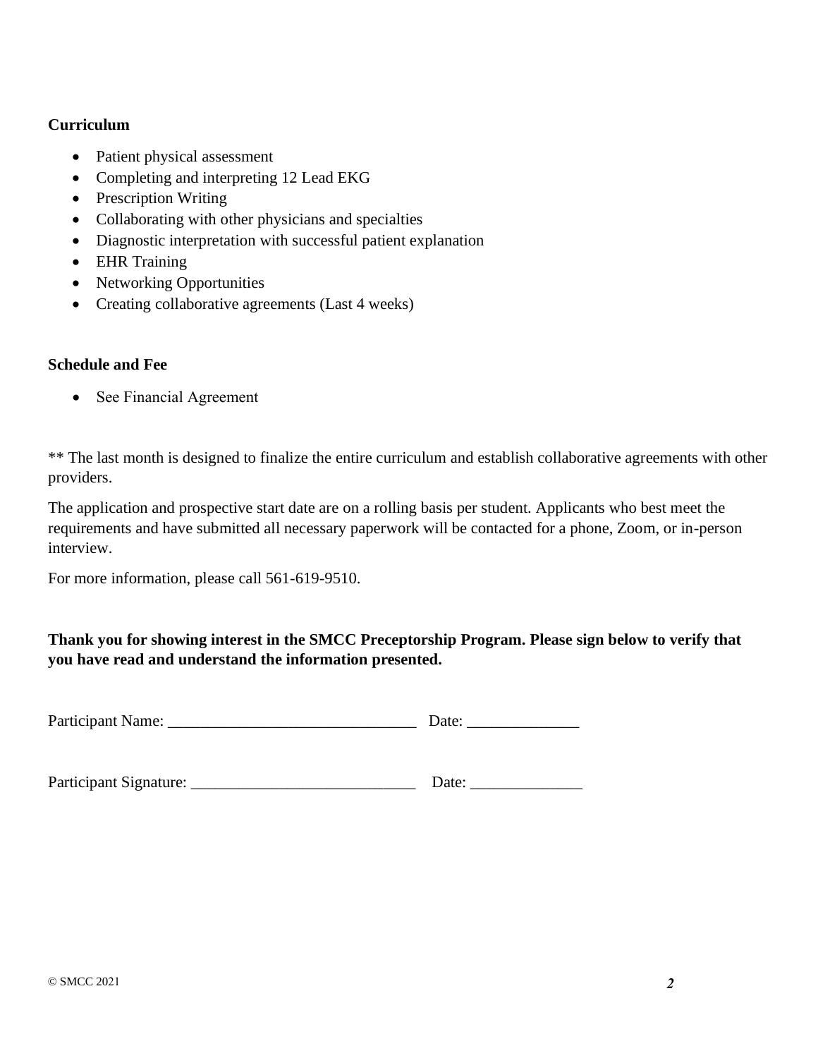**Curriculum**

- Patient physical assessment
- Completing and interpreting 12 Lead EKG
- Prescription Writing
- Collaborating with other physicians and specialties
- Diagnostic interpretation with successful patient explanation
- EHR Training
- Networking Opportunities
- Creating collaborative agreements (Last 4 weeks)

**Schedule and Fee**

- See Financial Agreement

** The last month is designed to finalize the entire curriculum and establish collaborative agreements with other providers.

The application and prospective start date are on a rolling basis per student. Applicants who best meet the requirements and have submitted all necessary paperwork will be contacted for a phone, Zoom, or in-person interview.

For more information, please call 561-619-9510.

**Thank you for showing interest in the SMCC Preceptorship Program. Please sign below to verify that you have read and understand the information presented.**

Participant Name: ______________________________ Date: _____________

Participant Signature: ___________________________ Date: _____________

© SMCC 2021